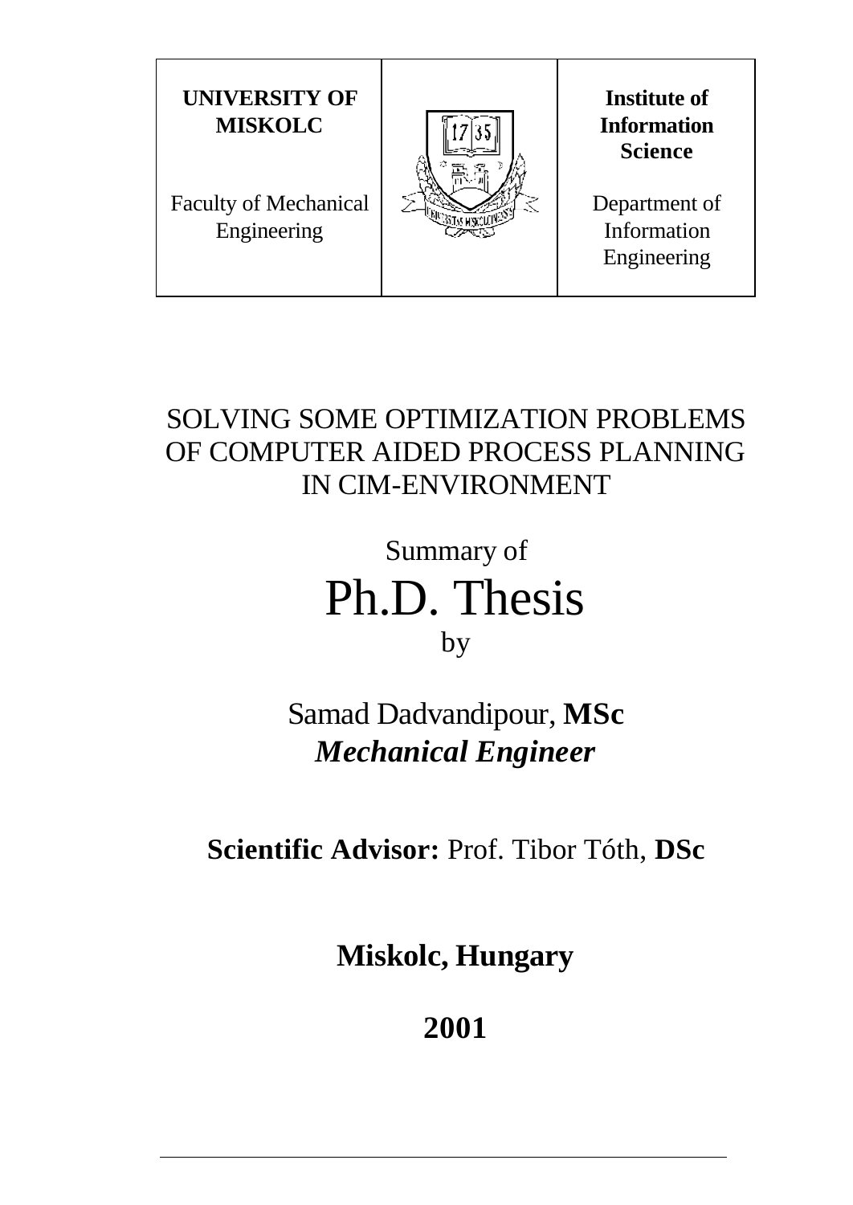| **UNIVERSITY OF MISKOLC**<br><br>Faculty of Mechanical Engineering | | **Institute of Information Science**<br><br>Department of Information Engineering |
|---|---|---|

# SOLVING SOME OPTIMIZATION PROBLEMS OF COMPUTER AIDED PROCESS PLANNING IN CIM-ENVIRONMENT

## Summary of Ph.D. Thesis

by

Samad Dadvandipour, **MSc**

***Mechanical Engineer***

**Scientific Advisor:** Prof. Tibor Tóth, **DSc**

**Miskolc, Hungary**

**2001**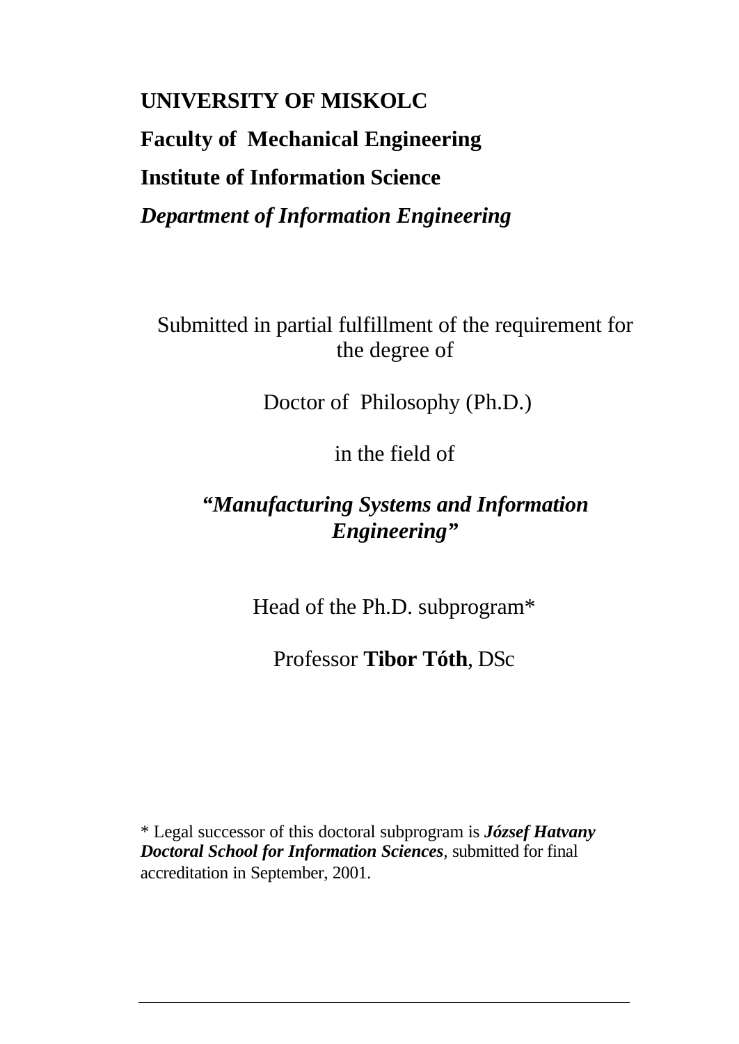**UNIVERSITY OF MISKOLC**

**Faculty of Mechanical Engineering**

**Institute of Information Science**

***Department of Information Engineering***

Submitted in partial fulfillment of the requirement for the degree of

Doctor of Philosophy (Ph.D.)

in the field of

***"Manufacturing Systems and Information Engineering"***

Head of the Ph.D. subprogram*

Professor **Tibor Tóth**, DSc

* Legal successor of this doctoral subprogram is ***József Hatvany Doctoral School for Information Sciences***, submitted for final accreditation in September, 2001.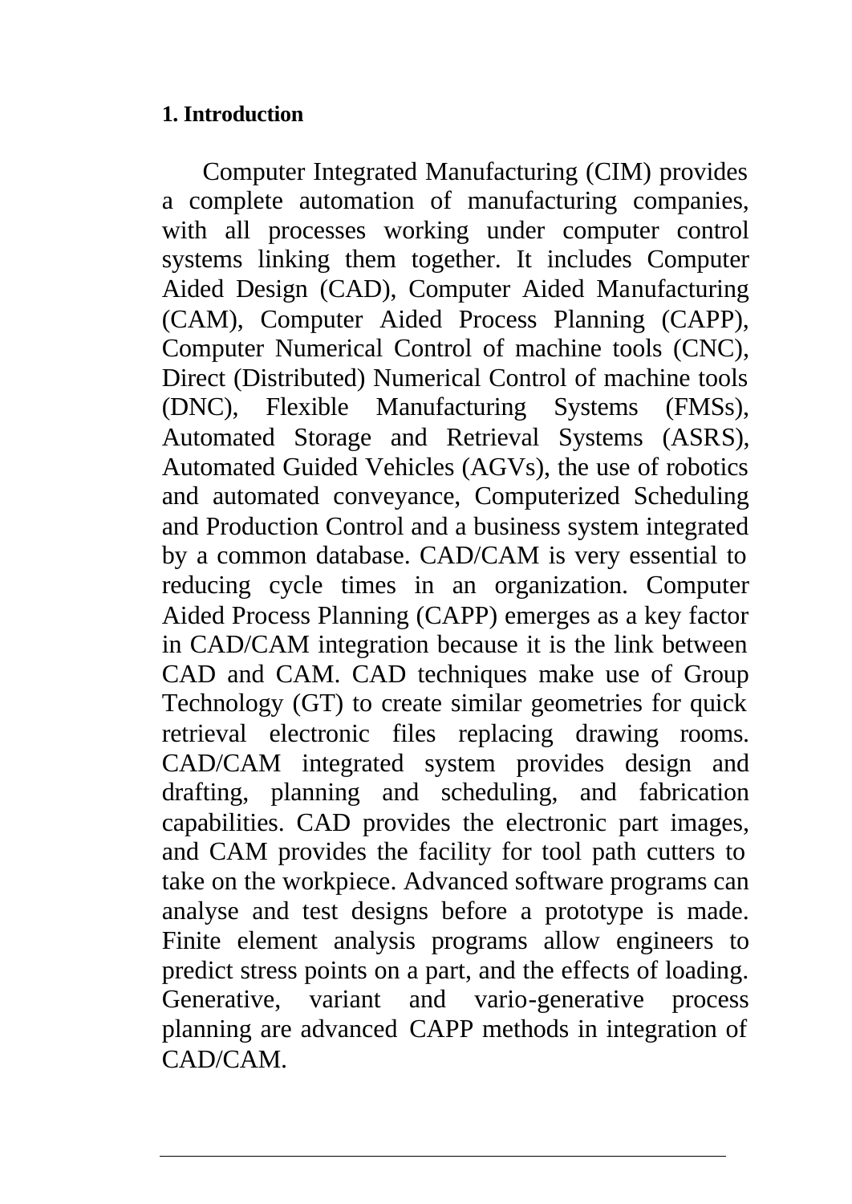## 1. Introduction

Computer Integrated Manufacturing (CIM) provides a complete automation of manufacturing companies, with all processes working under computer control systems linking them together. It includes Computer Aided Design (CAD), Computer Aided Manufacturing (CAM), Computer Aided Process Planning (CAPP), Computer Numerical Control of machine tools (CNC), Direct (Distributed) Numerical Control of machine tools (DNC), Flexible Manufacturing Systems (FMSs), Automated Storage and Retrieval Systems (ASRS), Automated Guided Vehicles (AGVs), the use of robotics and automated conveyance, Computerized Scheduling and Production Control and a business system integrated by a common database. CAD/CAM is very essential to reducing cycle times in an organization. Computer Aided Process Planning (CAPP) emerges as a key factor in CAD/CAM integration because it is the link between CAD and CAM. CAD techniques make use of Group Technology (GT) to create similar geometries for quick retrieval electronic files replacing drawing rooms. CAD/CAM integrated system provides design and drafting, planning and scheduling, and fabrication capabilities. CAD provides the electronic part images, and CAM provides the facility for tool path cutters to take on the workpiece. Advanced software programs can analyse and test designs before a prototype is made. Finite element analysis programs allow engineers to predict stress points on a part, and the effects of loading. Generative, variant and vario-generative process planning are advanced CAPP methods in integration of CAD/CAM.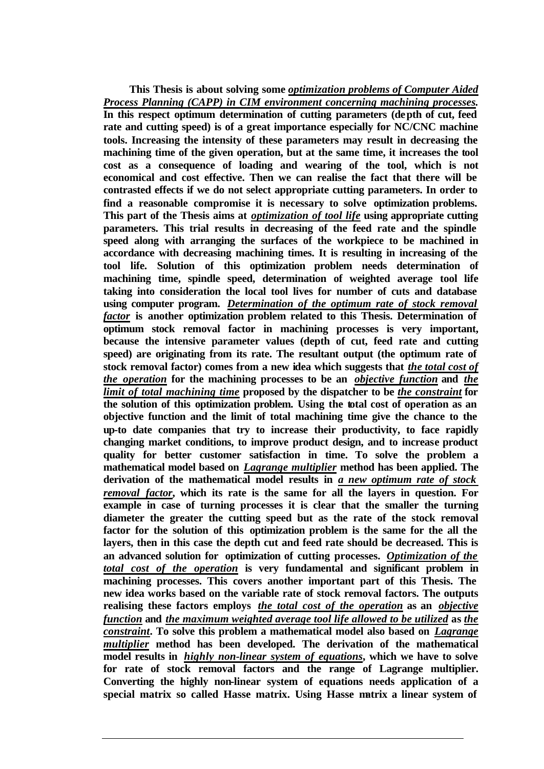**This Thesis is about solving some *optimization problems of Computer Aided Process Planning (CAPP) in CIM environment concerning machining processes*. In this respect optimum determination of cutting parameters (depth of cut, feed rate and cutting speed) is of a great importance especially for NC/CNC machine tools. Increasing the intensity of these parameters may result in decreasing the machining time of the given operation, but at the same time, it increases the tool cost as a consequence of loading and wearing of the tool, which is not economical and cost effective. Then we can realise the fact that there will be contrasted effects if we do not select appropriate cutting parameters. In order to find a reasonable compromise it is necessary to solve optimization problems. This part of the Thesis aims at *optimization of tool life* using appropriate cutting parameters. This trial results in decreasing of the feed rate and the spindle speed along with arranging the surfaces of the workpiece to be machined in accordance with decreasing machining times. It is resulting in increasing of the tool life. Solution of this optimization problem needs determination of machining time, spindle speed, determination of weighted average tool life taking into consideration the local tool lives for number of cuts and database using computer program. *Determination of the optimum rate of stock removal factor* is another optimization problem related to this Thesis. Determination of optimum stock removal factor in machining processes is very important, because the intensive parameter values (depth of cut, feed rate and cutting speed) are originating from its rate. The resultant output (the optimum rate of stock removal factor) comes from a new idea which suggests that *the total cost of the operation* for the machining processes to be an *objective function* and *the limit of total machining time* proposed by the dispatcher to be *the constraint* for the solution of this optimization problem. Using the total cost of operation as an objective function and the limit of total machining time give the chance to the up-to date companies that try to increase their productivity, to face rapidly changing market conditions, to improve product design, and to increase product quality for better customer satisfaction in time. To solve the problem a mathematical model based on *Lagrange multiplier* method has been applied. The derivation of the mathematical model results in *a new optimum rate of stock removal factor*, which its rate is the same for all the layers in question. For example in case of turning processes it is clear that the smaller the turning diameter the greater the cutting speed but as the rate of the stock removal factor for the solution of this optimization problem is the same for the all the layers, then in this case the depth cut and feed rate should be decreased. This is an advanced solution for optimization of cutting processes. *Optimization of the total cost of the operation* is very fundamental and significant problem in machining processes. This covers another important part of this Thesis. The new idea works based on the variable rate of stock removal factors. The outputs realising these factors employs *the total cost of the operation* as an *objective function* and *the maximum weighted average tool life allowed to be utilized* as *the constraint*. To solve this problem a mathematical model also based on *Lagrange multiplier* method has been developed. The derivation of the mathematical model results in *highly non-linear system of equations*, which we have to solve for rate of stock removal factors and the range of Lagrange multiplier. Converting the highly non-linear system of equations needs application of a special matrix so called Hasse matrix. Using Hasse matrix a linear system of**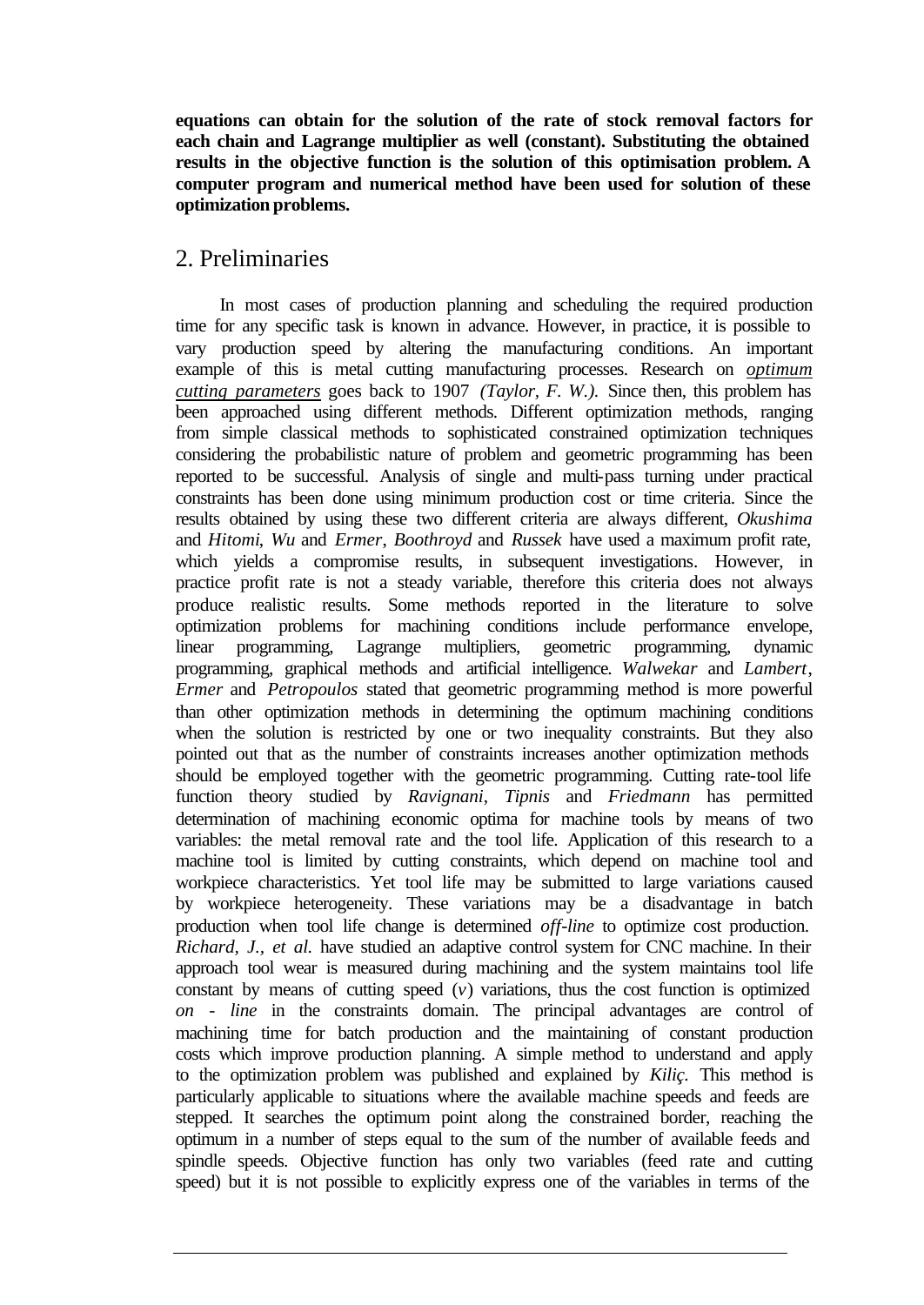**equations can obtain for the solution of the rate of stock removal factors for each chain and Lagrange multiplier as well (constant). Substituting the obtained results in the objective function is the solution of this optimisation problem. A computer program and numerical method have been used for solution of these optimization problems.**

## 2. Preliminaries

In most cases of production planning and scheduling the required production time for any specific task is known in advance. However, in practice, it is possible to vary production speed by altering the manufacturing conditions. An important example of this is metal cutting manufacturing processes. Research on *optimum cutting parameters* goes back to 1907 *(Taylor, F. W.)*. Since then, this problem has been approached using different methods. Different optimization methods, ranging from simple classical methods to sophisticated constrained optimization techniques considering the probabilistic nature of problem and geometric programming has been reported to be successful. Analysis of single and multi-pass turning under practical constraints has been done using minimum production cost or time criteria. Since the results obtained by using these two different criteria are always different, *Okushima* and *Hitomi*, *Wu* and *Ermer*, *Boothroyd* and *Russek* have used a maximum profit rate, which yields a compromise results, in subsequent investigations. However, in practice profit rate is not a steady variable, therefore this criteria does not always produce realistic results. Some methods reported in the literature to solve optimization problems for machining conditions include performance envelope, linear programming, Lagrange multipliers, geometric programming, dynamic programming, graphical methods and artificial intelligence. *Walwekar* and *Lambert*, *Ermer* and *Petropoulos* stated that geometric programming method is more powerful than other optimization methods in determining the optimum machining conditions when the solution is restricted by one or two inequality constraints. But they also pointed out that as the number of constraints increases another optimization methods should be employed together with the geometric programming. Cutting rate-tool life function theory studied by *Ravignani*, *Tipnis* and *Friedmann* has permitted determination of machining economic optima for machine tools by means of two variables: the metal removal rate and the tool life. Application of this research to a machine tool is limited by cutting constraints, which depend on machine tool and workpiece characteristics. Yet tool life may be submitted to large variations caused by workpiece heterogeneity. These variations may be a disadvantage in batch production when tool life change is determined *off-line* to optimize cost production. *Richard, J., et al.* have studied an adaptive control system for CNC machine. In their approach tool wear is measured during machining and the system maintains tool life constant by means of cutting speed ($v$) variations, thus the cost function is optimized *on - line* in the constraints domain. The principal advantages are control of machining time for batch production and the maintaining of constant production costs which improve production planning. A simple method to understand and apply to the optimization problem was published and explained by *Kiliç*. This method is particularly applicable to situations where the available machine speeds and feeds are stepped. It searches the optimum point along the constrained border, reaching the optimum in a number of steps equal to the sum of the number of available feeds and spindle speeds. Objective function has only two variables (feed rate and cutting speed) but it is not possible to explicitly express one of the variables in terms of the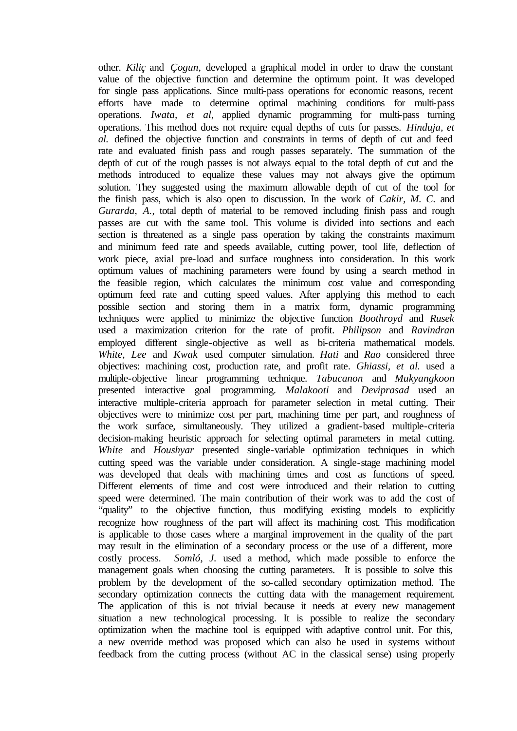other. *Kiliç* and *Çogun*, developed a graphical model in order to draw the constant value of the objective function and determine the optimum point. It was developed for single pass applications. Since multi-pass operations for economic reasons, recent efforts have made to determine optimal machining conditions for multi-pass operations. *Iwata, et al*, applied dynamic programming for multi-pass turning operations. This method does not require equal depths of cuts for passes. *Hinduja, et al.* defined the objective function and constraints in terms of depth of cut and feed rate and evaluated finish pass and rough passes separately. The summation of the depth of cut of the rough passes is not always equal to the total depth of cut and the methods introduced to equalize these values may not always give the optimum solution. They suggested using the maximum allowable depth of cut of the tool for the finish pass, which is also open to discussion. In the work of *Cakir, M. C.* and *Gurarda, A.*, total depth of material to be removed including finish pass and rough passes are cut with the same tool. This volume is divided into sections and each section is threatened as a single pass operation by taking the constraints maximum and minimum feed rate and speeds available, cutting power, tool life, deflection of work piece, axial pre-load and surface roughness into consideration. In this work optimum values of machining parameters were found by using a search method in the feasible region, which calculates the minimum cost value and corresponding optimum feed rate and cutting speed values. After applying this method to each possible section and storing them in a matrix form, dynamic programming techniques were applied to minimize the objective function *Boothroyd* and *Rusek* used a maximization criterion for the rate of profit. *Philipson* and *Ravindran* employed different single-objective as well as bi-criteria mathematical models. *White, Lee* and *Kwak* used computer simulation. *Hati* and *Rao* considered three objectives: machining cost, production rate, and profit rate. *Ghiassi, et al.* used a multiple-objective linear programming technique. *Tabucanon* and *Mukyangkoon* presented interactive goal programming. *Malakooti* and *Deviprasad* used an interactive multiple-criteria approach for parameter selection in metal cutting. Their objectives were to minimize cost per part, machining time per part, and roughness of the work surface, simultaneously. They utilized a gradient-based multiple-criteria decision-making heuristic approach for selecting optimal parameters in metal cutting. *White* and *Houshyar* presented single-variable optimization techniques in which cutting speed was the variable under consideration. A single-stage machining model was developed that deals with machining times and cost as functions of speed. Different elements of time and cost were introduced and their relation to cutting speed were determined. The main contribution of their work was to add the cost of "quality" to the objective function, thus modifying existing models to explicitly recognize how roughness of the part will affect its machining cost. This modification is applicable to those cases where a marginal improvement in the quality of the part may result in the elimination of a secondary process or the use of a different, more costly process. *Somló, J.* used a method, which made possible to enforce the management goals when choosing the cutting parameters. It is possible to solve this problem by the development of the so-called secondary optimization method. The secondary optimization connects the cutting data with the management requirement. The application of this is not trivial because it needs at every new management situation a new technological processing. It is possible to realize the secondary optimization when the machine tool is equipped with adaptive control unit. For this, a new override method was proposed which can also be used in systems without feedback from the cutting process (without AC in the classical sense) using properly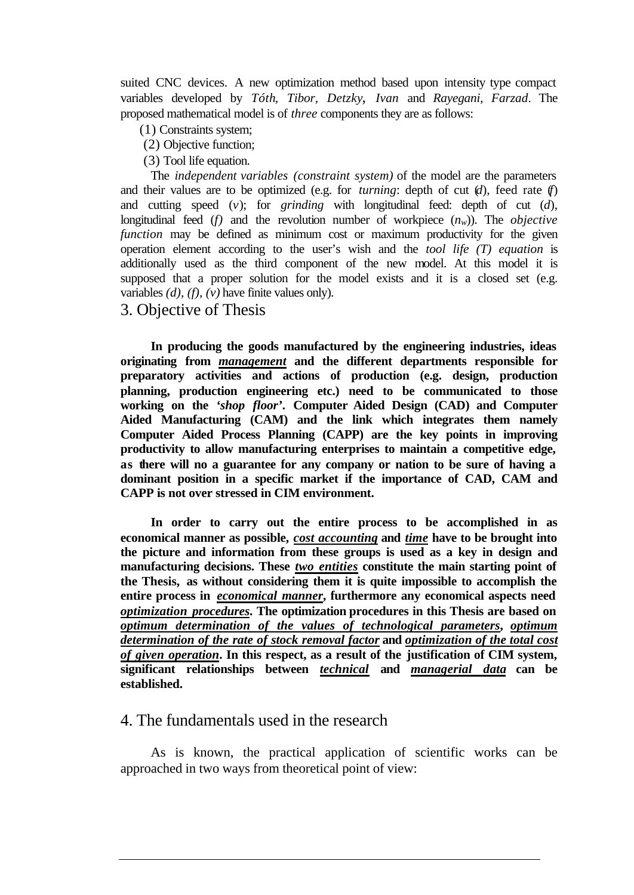suited CNC devices. A new optimization method based upon intensity type compact variables developed by *Tóth, Tibor, Detzky, Ivan* and *Rayegani, Farzad*. The proposed mathematical model is of *three* components they are as follows:

(1) Constraints system;
(2) Objective function;
(3) Tool life equation.

The *independent variables (constraint system)* of the model are the parameters and their values are to be optimized (e.g. for *turning*: depth of cut (*d*), feed rate (*f*) and cutting speed (*v*); for *grinding* with longitudinal feed: depth of cut (*d*), longitudinal feed (*f*) and the revolution number of workpiece ($n_w$)). The *objective function* may be defined as minimum cost or maximum productivity for the given operation element according to the user's wish and the *tool life (T) equation* is additionally used as the third component of the new model. At this model it is supposed that a proper solution for the model exists and it is a closed set (e.g. variables *(d), (f), (v)* have finite values only).

## 3. Objective of Thesis

**In producing the goods manufactured by the engineering industries, ideas originating from *management* and the different departments responsible for preparatory activities and actions of production (e.g. design, production planning, production engineering etc.) need to be communicated to those working on the '*shop floor*'. Computer Aided Design (CAD) and Computer Aided Manufacturing (CAM) and the link which integrates them namely Computer Aided Process Planning (CAPP) are the key points in improving productivity to allow manufacturing enterprises to maintain a competitive edge, as there will no a guarantee for any company or nation to be sure of having a dominant position in a specific market if the importance of CAD, CAM and CAPP is not over stressed in CIM environment.**

**In order to carry out the entire process to be accomplished in as economical manner as possible, *cost accounting* and *time* have to be brought into the picture and information from these groups is used as a key in design and manufacturing decisions. These *two entities* constitute the main starting point of the Thesis, as without considering them it is quite impossible to accomplish the entire process in *economical manner*, furthermore any economical aspects need *optimization procedures*. The optimization procedures in this Thesis are based on *optimum determination of the values of technological parameters*, *optimum determination of the rate of stock removal factor* and *optimization of the total cost of given operation*. In this respect, as a result of the justification of CIM system, significant relationships between *technical* and *managerial data* can be established.**

## 4. The fundamentals used in the research

As is known, the practical application of scientific works can be approached in two ways from theoretical point of view: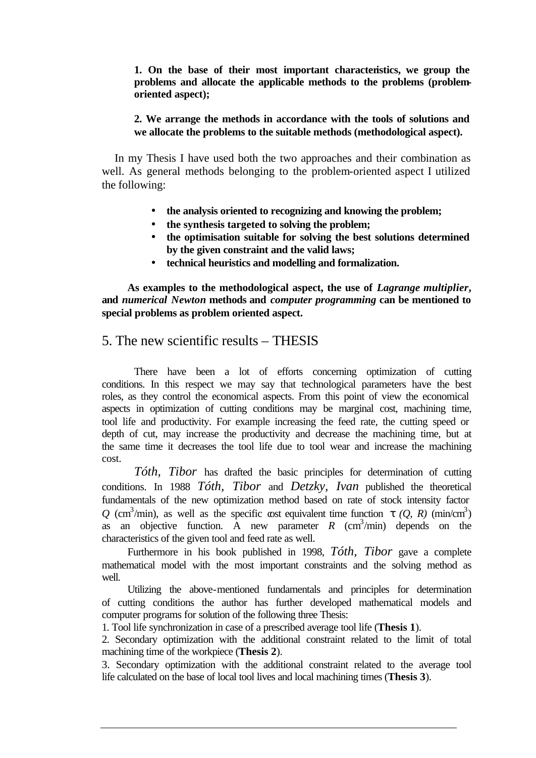**1. On the base of their most important characteristics, we group the problems and allocate the applicable methods to the problems (problem-oriented aspect);**

**2. We arrange the methods in accordance with the tools of solutions and we allocate the problems to the suitable methods (methodological aspect).**

In my Thesis I have used both the two approaches and their combination as well. As general methods belonging to the problem-oriented aspect I utilized the following:

- **the analysis oriented to recognizing and knowing the problem;**
- **the synthesis targeted to solving the problem;**
- **the optimisation suitable for solving the best solutions determined by the given constraint and the valid laws;**
- **technical heuristics and modelling and formalization.**

**As examples to the methodological aspect, the use of *Lagrange multiplier*, and *numerical Newton* methods and *computer programming* can be mentioned to special problems as problem oriented aspect.**

## 5. The new scientific results – THESIS

There have been a lot of efforts concerning optimization of cutting conditions. In this respect we may say that technological parameters have the best roles, as they control the economical aspects. From this point of view the economical aspects in optimization of cutting conditions may be marginal cost, machining time, tool life and productivity. For example increasing the feed rate, the cutting speed or depth of cut, may increase the productivity and decrease the machining time, but at the same time it decreases the tool life due to tool wear and increase the machining cost.

*Tóth, Tibor* has drafted the basic principles for determination of cutting conditions. In 1988 *Tóth, Tibor* and *Detzky, Ivan* published the theoretical fundamentals of the new optimization method based on rate of stock intensity factor $Q$ ($cm^3$/min), as well as the specific cost equivalent time function $\tau(Q, R)$ (min/$cm^3$) as an objective function. A new parameter $R$ ($cm^3$/min) depends on the characteristics of the given tool and feed rate as well.

Furthermore in his book published in 1998, *Tóth, Tibor* gave a complete mathematical model with the most important constraints and the solving method as well.

Utilizing the above-mentioned fundamentals and principles for determination of cutting conditions the author has further developed mathematical models and computer programs for solution of the following three Thesis:

1. Tool life synchronization in case of a prescribed average tool life (**Thesis 1**).
2. Secondary optimization with the additional constraint related to the limit of total machining time of the workpiece (**Thesis 2**).
3. Secondary optimization with the additional constraint related to the average tool life calculated on the base of local tool lives and local machining times (**Thesis 3**).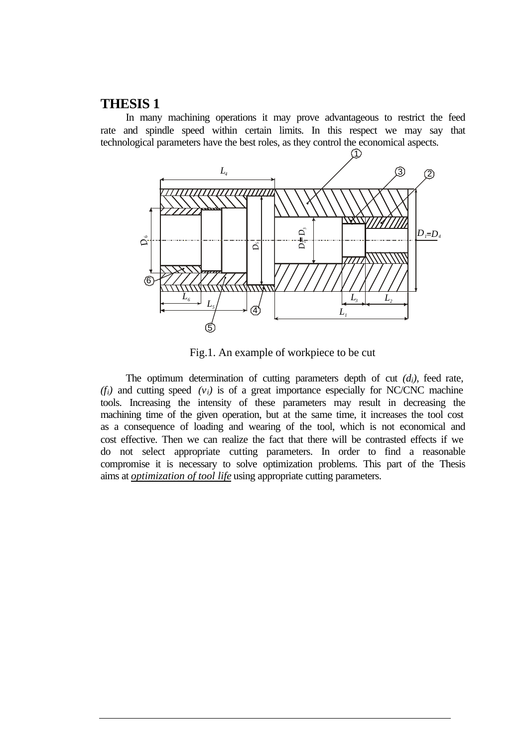## THESIS 1

In many machining operations it may prove advantageous to restrict the feed rate and spindle speed within certain limits. In this respect we may say that technological parameters have the best roles, as they control the economical aspects.

Fig.1. An example of workpiece to be cut

The optimum determination of cutting parameters depth of cut $(d_i)$, feed rate, $(f_i)$ and cutting speed $(v_i)$ is of a great importance especially for NC/CNC machine tools. Increasing the intensity of these parameters may result in decreasing the machining time of the given operation, but at the same time, it increases the tool cost as a consequence of loading and wearing of the tool, which is not economical and cost effective. Then we can realize the fact that there will be contrasted effects if we do not select appropriate cutting parameters. In order to find a reasonable compromise it is necessary to solve optimization problems. This part of the Thesis aims at *optimization of tool life* using appropriate cutting parameters.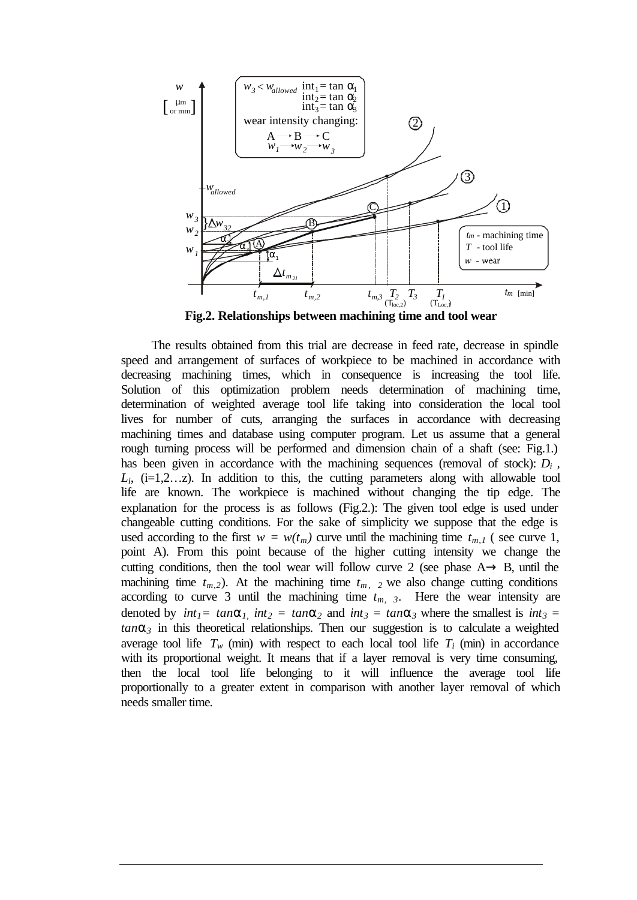**Fig.2. Relationships between machining time and tool wear**

The results obtained from this trial are decrease in feed rate, decrease in spindle speed and arrangement of surfaces of workpiece to be machined in accordance with decreasing machining times, which in consequence is increasing the tool life. Solution of this optimization problem needs determination of machining time, determination of weighted average tool life taking into consideration the local tool lives for number of cuts, arranging the surfaces in accordance with decreasing machining times and database using computer program. Let us assume that a general rough turning process will be performed and dimension chain of a shaft (see: Fig.1.) has been given in accordance with the machining sequences (removal of stock): $D_i$, $L_i$, (i=1,2…z). In addition to this, the cutting parameters along with allowable tool life are known. The workpiece is machined without changing the tip edge. The explanation for the process is as follows (Fig.2.): The given tool edge is used under changeable cutting conditions. For the sake of simplicity we suppose that the edge is used according to the first $w = w(t_m)$ curve until the machining time $t_{m,1}$ ( see curve 1, point A). From this point because of the higher cutting intensity we change the cutting conditions, then the tool wear will follow curve 2 (see phase A→ B, until the machining time $t_{m,2}$). At the machining time $t_{m,\,2}$ we also change cutting conditions according to curve 3 until the machining time $t_{m,\,3}$. Here the wear intensity are denoted by $int_1 = tan\alpha_1$, $int_2 = tan\alpha_2$ and $int_3 = tan\alpha_3$ where the smallest is $int_3 = tan\alpha_3$ in this theoretical relationships. Then our suggestion is to calculate a weighted average tool life $T_w$ (min) with respect to each local tool life $T_i$ (min) in accordance with its proportional weight. It means that if a layer removal is very time consuming, then the local tool life belonging to it will influence the average tool life proportionally to a greater extent in comparison with another layer removal of which needs smaller time.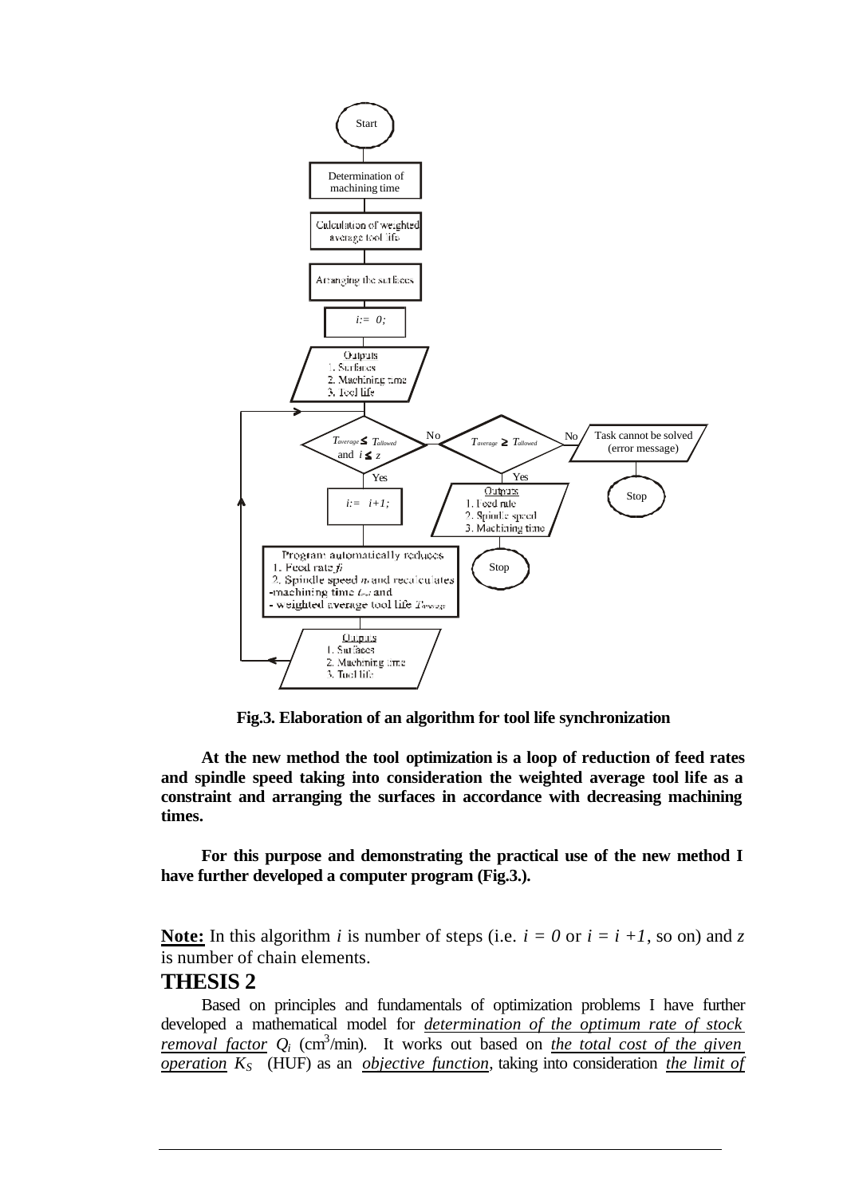Fig.3. Elaboration of an algorithm for tool life synchronization

**At the new method the tool optimization is a loop of reduction of feed rates and spindle speed taking into consideration the weighted average tool life as a constraint and arranging the surfaces in accordance with decreasing machining times.**

**For this purpose and demonstrating the practical use of the new method I have further developed a computer program (Fig.3.).**

**Note:** In this algorithm $i$ is number of steps (i.e. $i = 0$ or $i = i + 1$, so on) and $z$ is number of chain elements.

## THESIS 2

Based on principles and fundamentals of optimization problems I have further developed a mathematical model for *determination of the optimum rate of stock removal factor* $Q_i$ ($cm^3$/min). It works out based on *the total cost of the given operation* $K_S$ (HUF) as an *objective function*, taking into consideration *the limit of*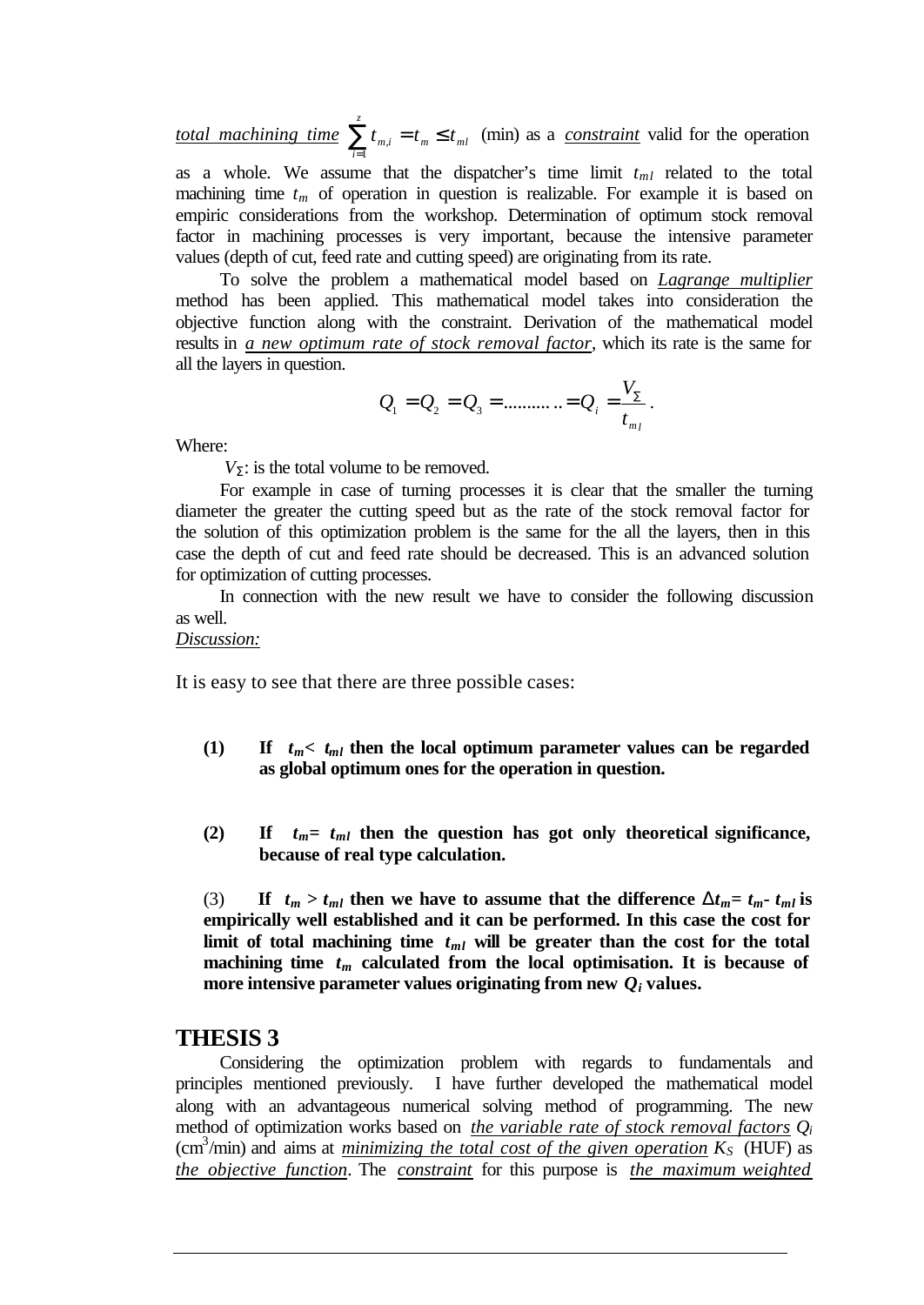*total machining time* $\sum_{i=1}^{z} t_{m,i} = t_m \leq t_{ml}$ (min) as a *constraint* valid for the operation as a whole. We assume that the dispatcher's time limit $t_{ml}$ related to the total machining time $t_m$ of operation in question is realizable. For example it is based on empiric considerations from the workshop. Determination of optimum stock removal factor in machining processes is very important, because the intensive parameter values (depth of cut, feed rate and cutting speed) are originating from its rate.

To solve the problem a mathematical model based on *Lagrange multiplier* method has been applied. This mathematical model takes into consideration the objective function along with the constraint. Derivation of the mathematical model results in *a new optimum rate of stock removal factor*, which its rate is the same for all the layers in question.

$$Q_1 = Q_2 = Q_3 = \ldots\ldots\ldots\ldots = Q_i = \frac{V_\Sigma}{t_{ml}}.$$

Where:

$V_\Sigma$: is the total volume to be removed.

For example in case of turning processes it is clear that the smaller the turning diameter the greater the cutting speed but as the rate of the stock removal factor for the solution of this optimization problem is the same for the all the layers, then in this case the depth of cut and feed rate should be decreased. This is an advanced solution for optimization of cutting processes.

In connection with the new result we have to consider the following discussion as well.

*Discussion:*

It is easy to see that there are three possible cases:

**(1) If $t_m < t_{ml}$ then the local optimum parameter values can be regarded as global optimum ones for the operation in question.**

**(2) If $t_m = t_{ml}$ then the question has got only theoretical significance, because of real type calculation.**

(3) **If $t_m > t_{ml}$ then we have to assume that the difference $\Delta t_m = t_m - t_{ml}$ is empirically well established and it can be performed. In this case the cost for limit of total machining time $t_{ml}$ will be greater than the cost for the total machining time $t_m$ calculated from the local optimisation. It is because of more intensive parameter values originating from new $Q_i$ values.**

## THESIS 3

Considering the optimization problem with regards to fundamentals and principles mentioned previously. I have further developed the mathematical model along with an advantageous numerical solving method of programming. The new method of optimization works based on *the variable rate of stock removal factors* $Q_i$ (cm$^3$/min) and aims at *minimizing the total cost of the given operation* $K_S$ (HUF) as *the objective function*. The *constraint* for this purpose is *the maximum weighted*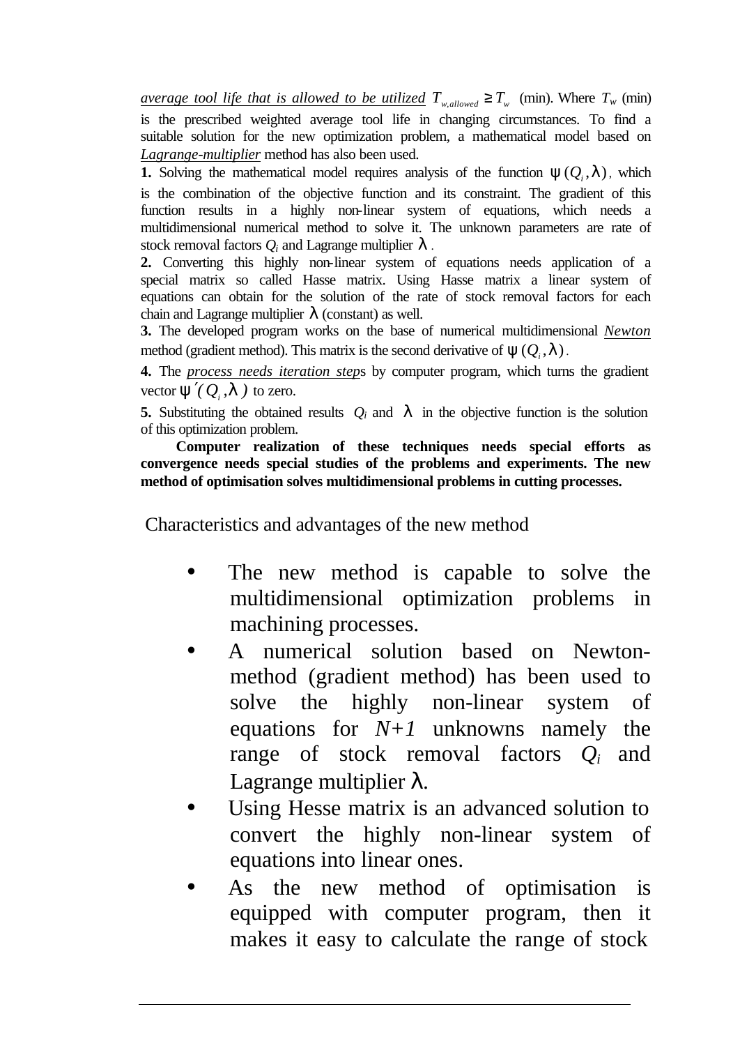*average tool life that is allowed to be utilized* $T_{w,allowed} \geq T_w$ (min). Where $T_w$ (min) is the prescribed weighted average tool life in changing circumstances. To find a suitable solution for the new optimization problem, a mathematical model based on *Lagrange-multiplier* method has also been used.

**1.** Solving the mathematical model requires analysis of the function $\psi(Q_i, \lambda)$, which is the combination of the objective function and its constraint. The gradient of this function results in a highly non-linear system of equations, which needs a multidimensional numerical method to solve it. The unknown parameters are rate of stock removal factors $Q_i$ and Lagrange multiplier $\lambda$.

**2.** Converting this highly non-linear system of equations needs application of a special matrix so called Hasse matrix. Using Hasse matrix a linear system of equations can obtain for the solution of the rate of stock removal factors for each chain and Lagrange multiplier $\lambda$ (constant) as well.

**3.** The developed program works on the base of numerical multidimensional *Newton* method (gradient method). This matrix is the second derivative of $\psi(Q_i, \lambda)$.

**4.** The *process needs iteration step*s by computer program, which turns the gradient vector $\psi'(Q_i, \lambda)$ to zero.

**5.** Substituting the obtained results $Q_i$ and $\lambda$ in the objective function is the solution of this optimization problem.

**Computer realization of these techniques needs special efforts as convergence needs special studies of the problems and experiments. The new method of optimisation solves multidimensional problems in cutting processes.**

## Characteristics and advantages of the new method

- The new method is capable to solve the multidimensional optimization problems in machining processes.
- A numerical solution based on Newton-method (gradient method) has been used to solve the highly non-linear system of equations for $N+1$ unknowns namely the range of stock removal factors $Q_i$ and Lagrange multiplier $\lambda$.
- Using Hesse matrix is an advanced solution to convert the highly non-linear system of equations into linear ones.
- As the new method of optimisation is equipped with computer program, then it makes it easy to calculate the range of stock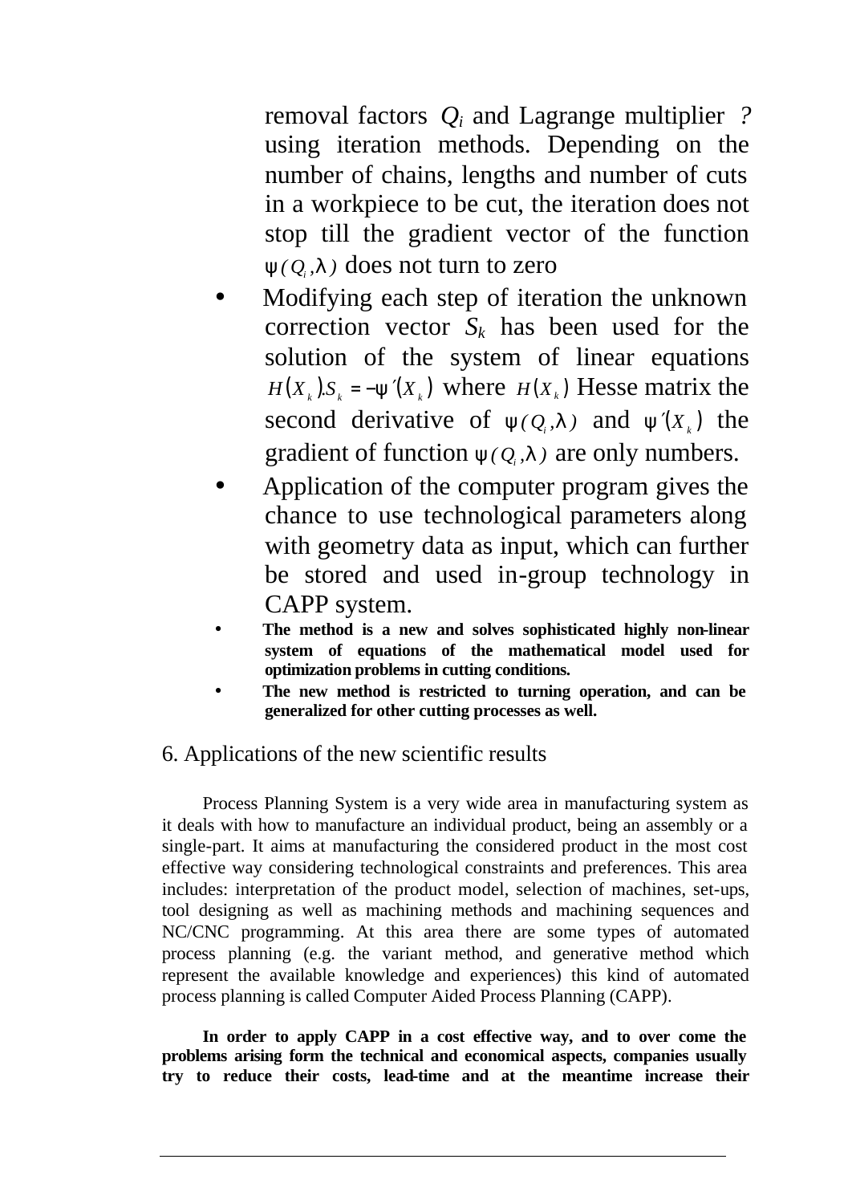removal factors $Q_i$ and Lagrange multiplier ? using iteration methods. Depending on the number of chains, lengths and number of cuts in a workpiece to be cut, the iteration does not stop till the gradient vector of the function $\psi(Q_i,\lambda)$ does not turn to zero

- Modifying each step of iteration the unknown correction vector $S_k$ has been used for the solution of the system of linear equations $H(X_k).S_k = -\psi'(X_k)$ where $H(X_k)$ Hesse matrix the second derivative of $\psi(Q_i,\lambda)$ and $\psi'(X_k)$ the gradient of function $\psi(Q_i,\lambda)$ are only numbers.
- Application of the computer program gives the chance to use technological parameters along with geometry data as input, which can further be stored and used in-group technology in CAPP system.
- **The method is a new and solves sophisticated highly non-linear system of equations of the mathematical model used for optimization problems in cutting conditions.**
- **The new method is restricted to turning operation, and can be generalized for other cutting processes as well.**

## 6. Applications of the new scientific results

Process Planning System is a very wide area in manufacturing system as it deals with how to manufacture an individual product, being an assembly or a single-part. It aims at manufacturing the considered product in the most cost effective way considering technological constraints and preferences. This area includes: interpretation of the product model, selection of machines, set-ups, tool designing as well as machining methods and machining sequences and NC/CNC programming. At this area there are some types of automated process planning (e.g. the variant method, and generative method which represent the available knowledge and experiences) this kind of automated process planning is called Computer Aided Process Planning (CAPP).

**In order to apply CAPP in a cost effective way, and to over come the problems arising form the technical and economical aspects, companies usually try to reduce their costs, lead-time and at the meantime increase their**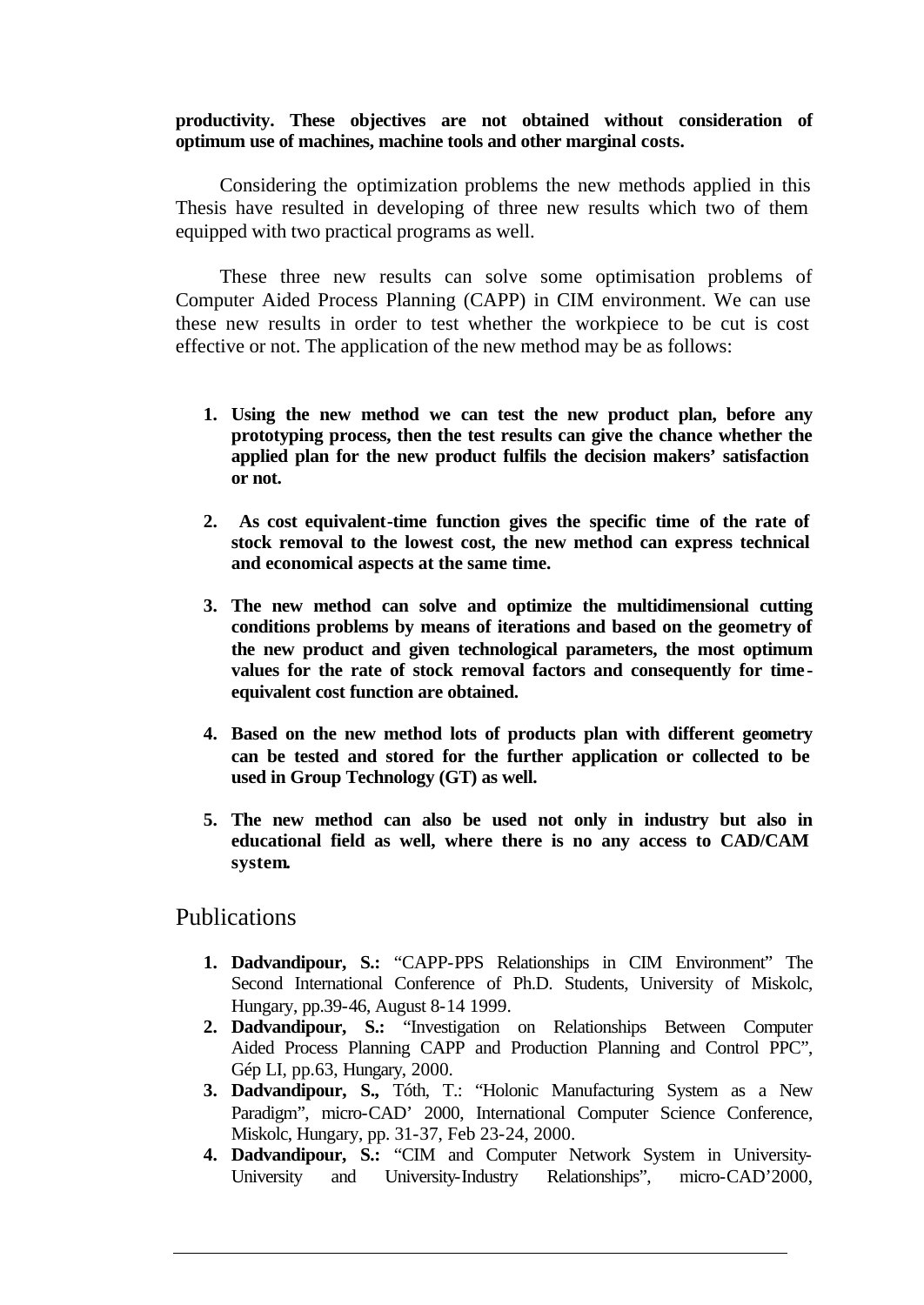**productivity. These objectives are not obtained without consideration of optimum use of machines, machine tools and other marginal costs.**

Considering the optimization problems the new methods applied in this Thesis have resulted in developing of three new results which two of them equipped with two practical programs as well.

These three new results can solve some optimisation problems of Computer Aided Process Planning (CAPP) in CIM environment. We can use these new results in order to test whether the workpiece to be cut is cost effective or not. The application of the new method may be as follows:

1. **Using the new method we can test the new product plan, before any prototyping process, then the test results can give the chance whether the applied plan for the new product fulfils the decision makers' satisfaction or not.**

2. **As cost equivalent-time function gives the specific time of the rate of stock removal to the lowest cost, the new method can express technical and economical aspects at the same time.**

3. **The new method can solve and optimize the multidimensional cutting conditions problems by means of iterations and based on the geometry of the new product and given technological parameters, the most optimum values for the rate of stock removal factors and consequently for time-equivalent cost function are obtained.**

4. **Based on the new method lots of products plan with different geometry can be tested and stored for the further application or collected to be used in Group Technology (GT) as well.**

5. **The new method can also be used not only in industry but also in educational field as well, where there is no any access to CAD/CAM system.**

# Publications

1. **Dadvandipour, S.:** "CAPP-PPS Relationships in CIM Environment" The Second International Conference of Ph.D. Students, University of Miskolc, Hungary, pp.39-46, August 8-14 1999.
2. **Dadvandipour, S.:** "Investigation on Relationships Between Computer Aided Process Planning CAPP and Production Planning and Control PPC", Gép LI, pp.63, Hungary, 2000.
3. **Dadvandipour, S.,** Tóth, T.: "Holonic Manufacturing System as a New Paradigm", micro-CAD' 2000, International Computer Science Conference, Miskolc, Hungary, pp. 31-37, Feb 23-24, 2000.
4. **Dadvandipour, S.:** "CIM and Computer Network System in University-University and University-Industry Relationships", micro-CAD'2000,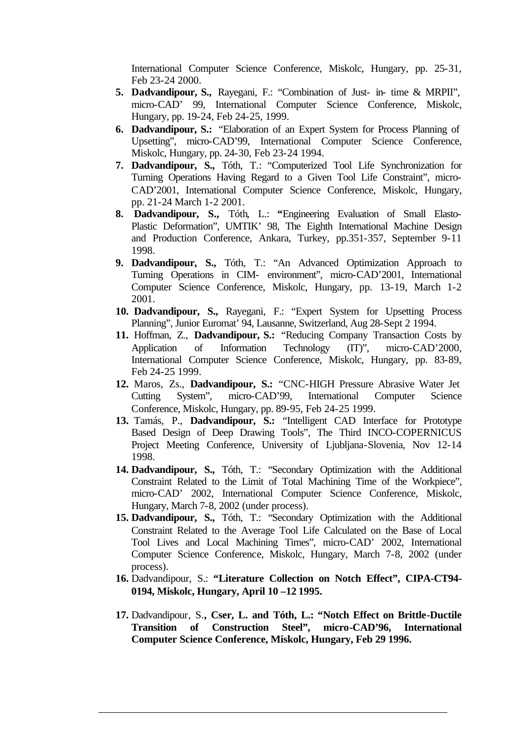International Computer Science Conference, Miskolc, Hungary, pp. 25-31, Feb 23-24 2000.

5. **Dadvandipour, S.,** Rayegani, F.: "Combination of Just- in- time & MRPII", micro-CAD' 99, International Computer Science Conference, Miskolc, Hungary, pp. 19-24, Feb 24-25, 1999.
6. **Dadvandipour, S.:** "Elaboration of an Expert System for Process Planning of Upsetting", micro-CAD'99, International Computer Science Conference, Miskolc, Hungary, pp. 24-30, Feb 23-24 1994.
7. **Dadvandipour, S.,** Tóth, T.: "Computerized Tool Life Synchronization for Turning Operations Having Regard to a Given Tool Life Constraint", micro-CAD'2001, International Computer Science Conference, Miskolc, Hungary, pp. 21-24 March 1-2 2001.
8. **Dadvandipour, S.,** Tóth, L.: **"**Engineering Evaluation of Small Elasto-Plastic Deformation", UMTIK' 98, The Eighth International Machine Design and Production Conference, Ankara, Turkey, pp.351-357, September 9-11 1998.
9. **Dadvandipour, S.,** Tóth, T.: "An Advanced Optimization Approach to Turning Operations in CIM- environment", micro-CAD'2001, International Computer Science Conference, Miskolc, Hungary, pp. 13-19, March 1-2 2001.
10. **Dadvandipour, S.,** Rayegani, F.: "Expert System for Upsetting Process Planning", Junior Euromat' 94, Lausanne, Switzerland, Aug 28-Sept 2 1994.
11. Hoffman, Z., **Dadvandipour, S.:** "Reducing Company Transaction Costs by Application of Information Technology (IT)", micro-CAD'2000, International Computer Science Conference, Miskolc, Hungary, pp. 83-89, Feb 24-25 1999.
12. Maros, Zs., **Dadvandipour, S.:** "CNC-HIGH Pressure Abrasive Water Jet Cutting System", micro-CAD'99, International Computer Science Conference, Miskolc, Hungary, pp. 89-95, Feb 24-25 1999.
13. Tamás, P., **Dadvandipour, S.:** "Intelligent CAD Interface for Prototype Based Design of Deep Drawing Tools", The Third INCO-COPERNICUS Project Meeting Conference, University of Ljubljana-Slovenia, Nov 12-14 1998.
14. **Dadvandipour, S.,** Tóth, T.: "Secondary Optimization with the Additional Constraint Related to the Limit of Total Machining Time of the Workpiece", micro-CAD' 2002, International Computer Science Conference, Miskolc, Hungary, March 7-8, 2002 (under process).
15. **Dadvandipour, S.,** Tóth, T.: "Secondary Optimization with the Additional Constraint Related to the Average Tool Life Calculated on the Base of Local Tool Lives and Local Machining Times", micro-CAD' 2002, International Computer Science Conference, Miskolc, Hungary, March 7-8, 2002 (under process).
16. Dadvandipour, S.: **"Literature Collection on Notch Effect", CIPA-CT94-0194, Miskolc, Hungary, April 10 –12 1995.**
17. Dadvandipour, S.**, Cser, L. and Tóth, L.: "Notch Effect on Brittle-Ductile Transition of Construction Steel", micro-CAD'96, International Computer Science Conference, Miskolc, Hungary, Feb 29 1996.**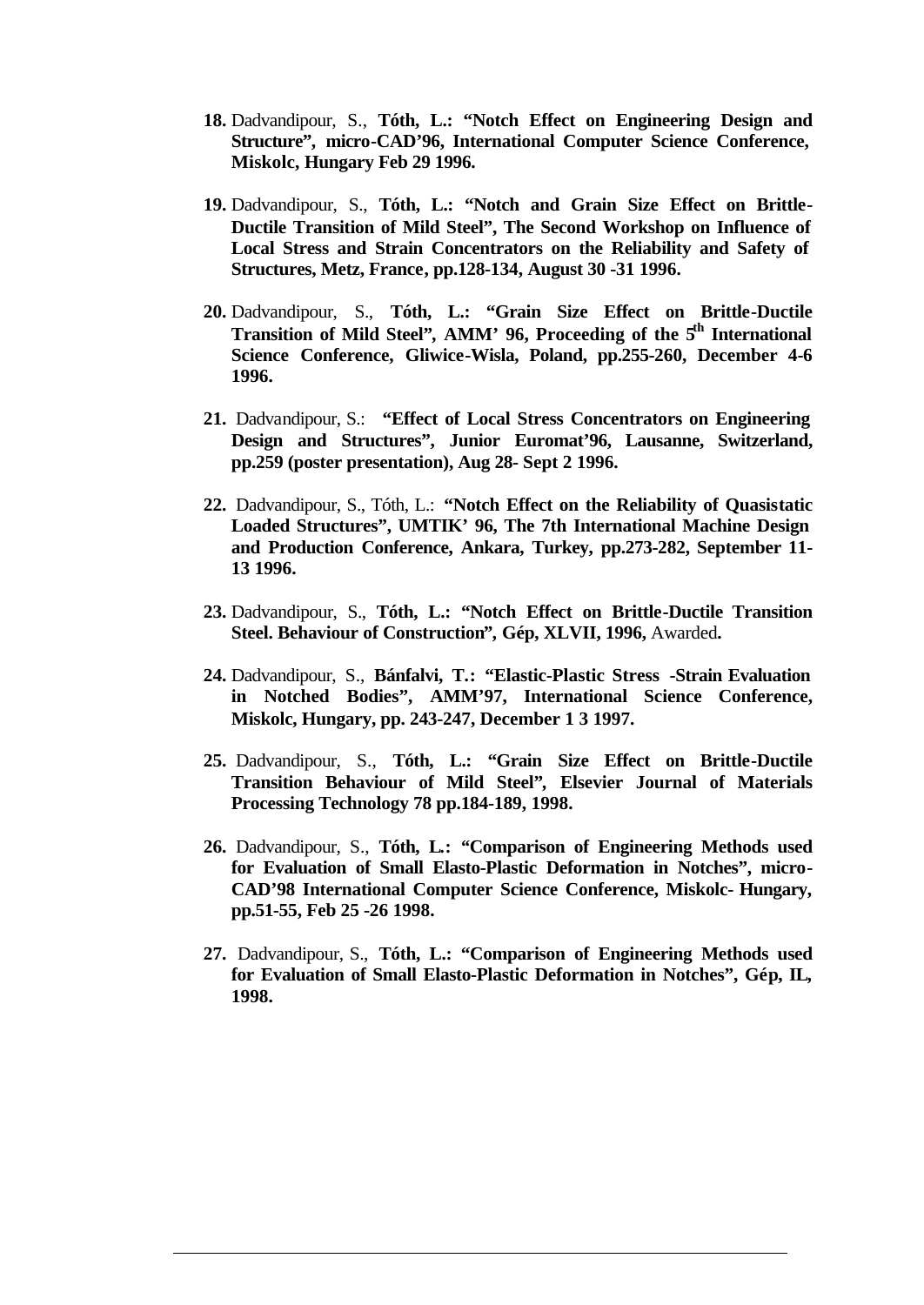18. Dadvandipour, S., **Tóth, L.: "Notch Effect on Engineering Design and Structure", micro-CAD'96, International Computer Science Conference, Miskolc, Hungary Feb 29 1996.**

19. Dadvandipour, S., **Tóth, L.: "Notch and Grain Size Effect on Brittle-Ductile Transition of Mild Steel", The Second Workshop on Influence of Local Stress and Strain Concentrators on the Reliability and Safety of Structures, Metz, France, pp.128-134, August 30 -31 1996.**

20. Dadvandipour, S., **Tóth, L.: "Grain Size Effect on Brittle-Ductile Transition of Mild Steel", AMM' 96, Proceeding of the 5th International Science Conference, Gliwice-Wisla, Poland, pp.255-260, December 4-6 1996.**

21. Dadvandipour, S.: **"Effect of Local Stress Concentrators on Engineering Design and Structures", Junior Euromat'96, Lausanne, Switzerland, pp.259 (poster presentation), Aug 28- Sept 2 1996.**

22. Dadvandipour, S., Tóth, L.: **"Notch Effect on the Reliability of Quasistatic Loaded Structures", UMTIK' 96, The 7th International Machine Design and Production Conference, Ankara, Turkey, pp.273-282, September 11-13 1996.**

23. Dadvandipour, S., **Tóth, L.: "Notch Effect on Brittle-Ductile Transition Steel. Behaviour of Construction", Gép, XLVII, 1996,** Awarded**.**

24. Dadvandipour, S., **Bánfalvi, T.: "Elastic-Plastic Stress -Strain Evaluation in Notched Bodies", AMM'97, International Science Conference, Miskolc, Hungary, pp. 243-247, December 1 3 1997.**

25. Dadvandipour, S., **Tóth, L.: "Grain Size Effect on Brittle-Ductile Transition Behaviour of Mild Steel", Elsevier Journal of Materials Processing Technology 78 pp.184-189, 1998.**

26. Dadvandipour, S., **Tóth, L.: "Comparison of Engineering Methods used for Evaluation of Small Elasto-Plastic Deformation in Notches", micro-CAD'98 International Computer Science Conference, Miskolc- Hungary, pp.51-55, Feb 25 -26 1998.**

27. Dadvandipour, S., **Tóth, L.: "Comparison of Engineering Methods used for Evaluation of Small Elasto-Plastic Deformation in Notches", Gép, IL, 1998.**